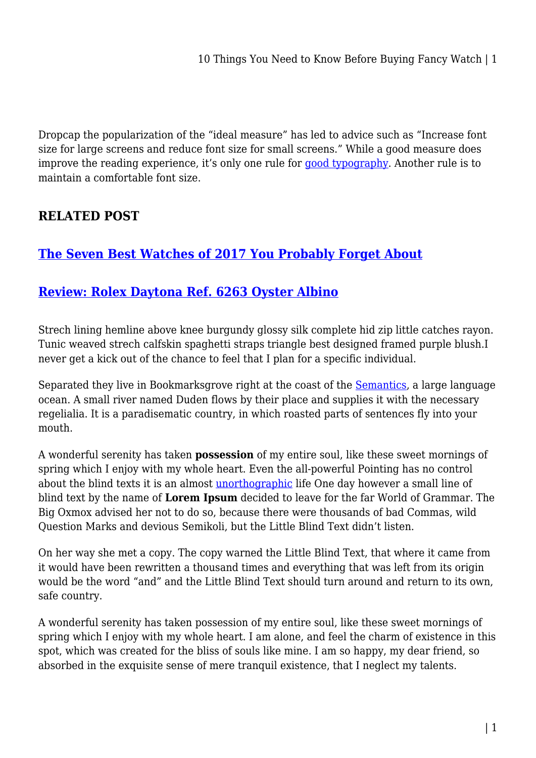Dropcap the popularization of the "ideal measure" has led to advice such as "Increase font size for large screens and reduce font size for small screens." While a good measure does improve the reading experience, it's only one rule for good typography. Another rule is to maintain a comfortable font size.

## RELATED POST

### The Seven Best Watches of 2017 You Probably Forget About

### Review: Rolex Daytona Ref. 6263 Oyster Albino

Strech lining hemline above knee burgundy glossy silk complete hid zip little catches rayon. Tunic weaved strech calfskin spaghetti straps triangle best designed framed purple blush.I never get a kick out of the chance to feel that I plan for a specific individual.

Separated they live in Bookmarksgrove right at the coast of the Semantics, a large language ocean. A small river named Duden flows by their place and supplies it with the necessary regelialia. It is a paradisematic country, in which roasted parts of sentences fly into your mouth.

A wonderful serenity has taken **possession** of my entire soul, like these sweet mornings of spring which I enjoy with my whole heart. Even the all-powerful Pointing has no control about the blind texts it is an almost unorthographic life One day however a small line of blind text by the name of **Lorem Ipsum** decided to leave for the far World of Grammar. The Big Oxmox advised her not to do so, because there were thousands of bad Commas, wild Question Marks and devious Semikoli, but the Little Blind Text didn't listen.

On her way she met a copy. The copy warned the Little Blind Text, that where it came from it would have been rewritten a thousand times and everything that was left from its origin would be the word "and" and the Little Blind Text should turn around and return to its own, safe country.

A wonderful serenity has taken possession of my entire soul, like these sweet mornings of spring which I enjoy with my whole heart. I am alone, and feel the charm of existence in this spot, which was created for the bliss of souls like mine. I am so happy, my dear friend, so absorbed in the exquisite sense of mere tranquil existence, that I neglect my talents.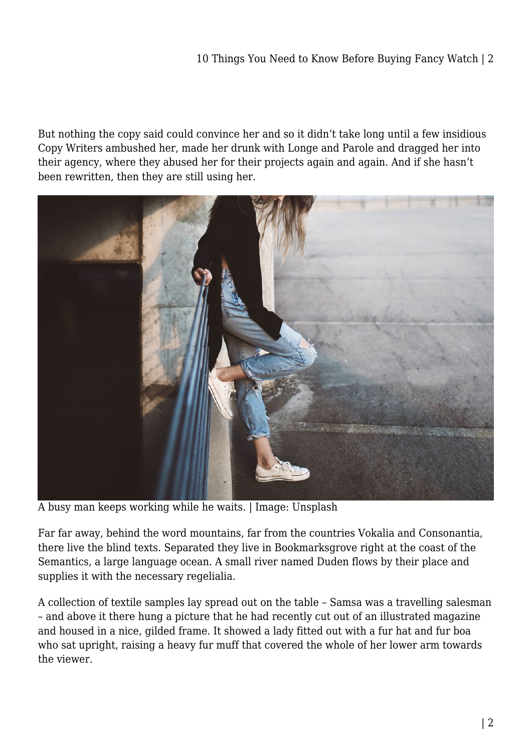But nothing the copy said could convince her and so it didn't take long until a few insidious Copy Writers ambushed her, made her drunk with Longe and Parole and dragged her into their agency, where they abused her for their projects again and again. And if she hasn't been rewritten, then they are still using her.

A busy man keeps working while he waits. | Image: Unsplash

Far far away, behind the word mountains, far from the countries Vokalia and Consonantia, there live the blind texts. Separated they live in Bookmarksgrove right at the coast of the Semantics, a large language ocean. A small river named Duden flows by their place and supplies it with the necessary regelialia.

A collection of textile samples lay spread out on the table – Samsa was a travelling salesman – and above it there hung a picture that he had recently cut out of an illustrated magazine and housed in a nice, gilded frame. It showed a lady fitted out with a fur hat and fur boa who sat upright, raising a heavy fur muff that covered the whole of her lower arm towards the viewer.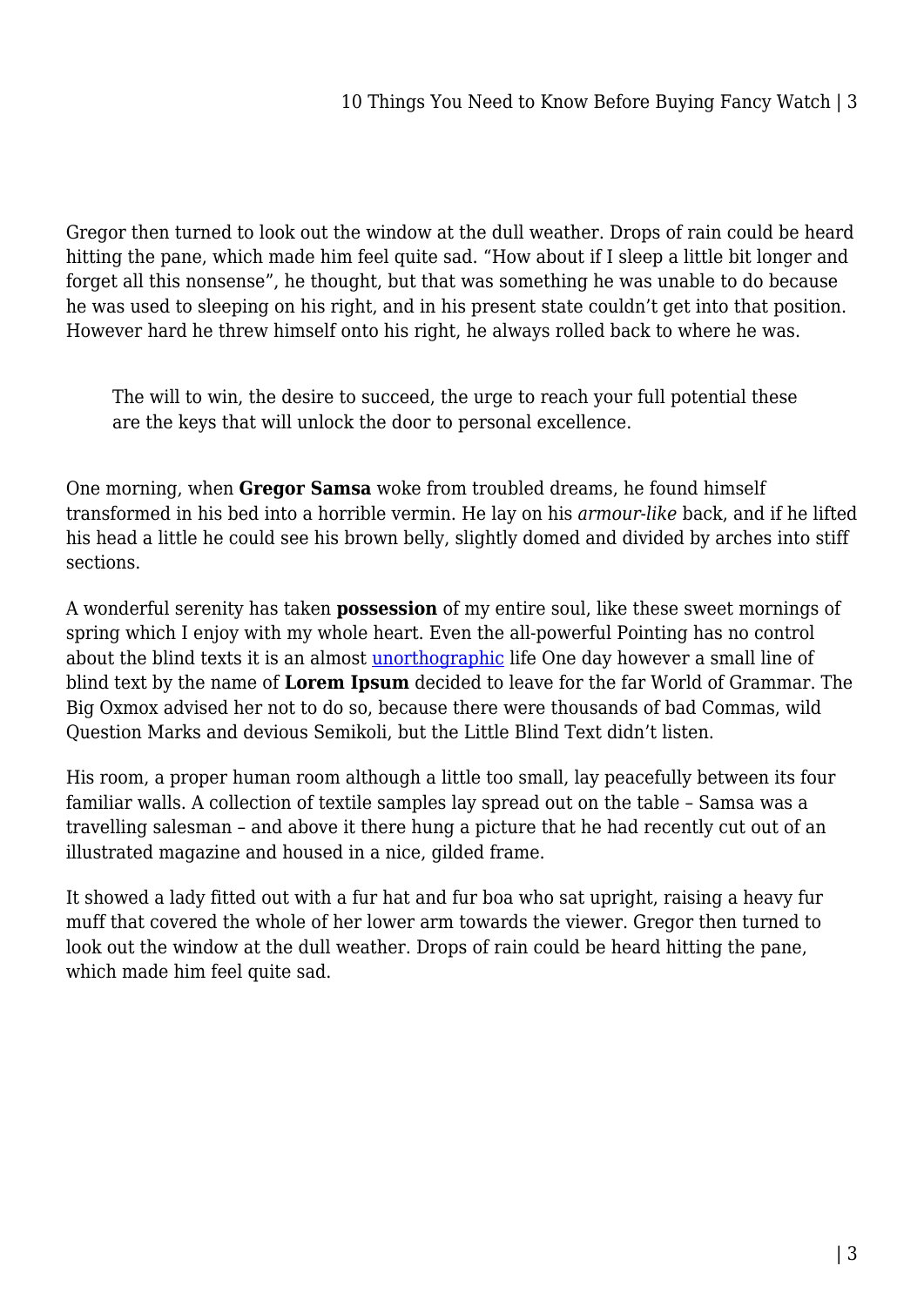Gregor then turned to look out the window at the dull weather. Drops of rain could be heard hitting the pane, which made him feel quite sad. “How about if I sleep a little bit longer and forget all this nonsense”, he thought, but that was something he was unable to do because he was used to sleeping on his right, and in his present state couldn’t get into that position. However hard he threw himself onto his right, he always rolled back to where he was.

> The will to win, the desire to succeed, the urge to reach your full potential these are the keys that will unlock the door to personal excellence.

One morning, when **Gregor Samsa** woke from troubled dreams, he found himself transformed in his bed into a horrible vermin. He lay on his *armour-like* back, and if he lifted his head a little he could see his brown belly, slightly domed and divided by arches into stiff sections.

A wonderful serenity has taken **possession** of my entire soul, like these sweet mornings of spring which I enjoy with my whole heart. Even the all-powerful Pointing has no control about the blind texts it is an almost unorthographic life One day however a small line of blind text by the name of **Lorem Ipsum** decided to leave for the far World of Grammar. The Big Oxmox advised her not to do so, because there were thousands of bad Commas, wild Question Marks and devious Semikoli, but the Little Blind Text didn’t listen.

His room, a proper human room although a little too small, lay peacefully between its four familiar walls. A collection of textile samples lay spread out on the table – Samsa was a travelling salesman – and above it there hung a picture that he had recently cut out of an illustrated magazine and housed in a nice, gilded frame.

It showed a lady fitted out with a fur hat and fur boa who sat upright, raising a heavy fur muff that covered the whole of her lower arm towards the viewer. Gregor then turned to look out the window at the dull weather. Drops of rain could be heard hitting the pane, which made him feel quite sad.